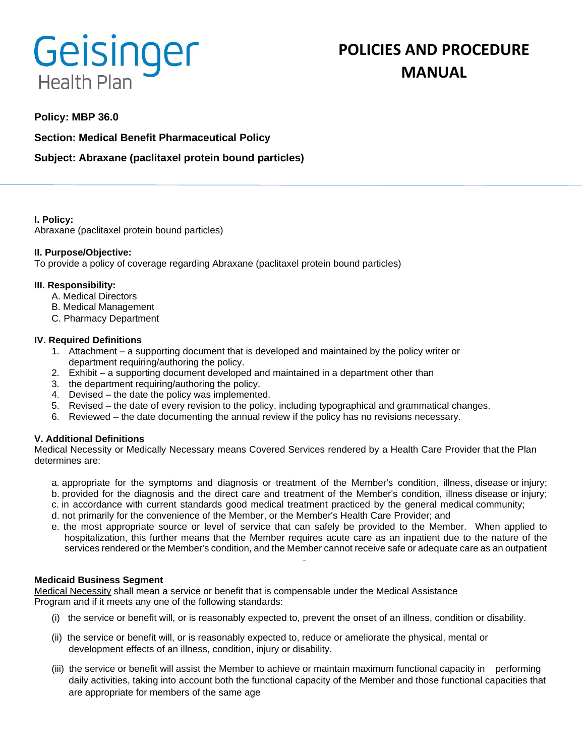# Geisinger Health Plan

# POLICIES AND PROCEDURE MANUAL

**Policy: MBP 36.0**

**Section: Medical Benefit Pharmaceutical Policy**

**Subject: Abraxane (paclitaxel protein bound particles)**

**I. Policy:**
Abraxane (paclitaxel protein bound particles)

**II. Purpose/Objective:**
To provide a policy of coverage regarding Abraxane (paclitaxel protein bound particles)

**III. Responsibility:**

A. Medical Directors
B. Medical Management
C. Pharmacy Department

**IV. Required Definitions**

1. Attachment – a supporting document that is developed and maintained by the policy writer or department requiring/authoring the policy.
2. Exhibit – a supporting document developed and maintained in a department other than
3. the department requiring/authoring the policy.
4. Devised – the date the policy was implemented.
5. Revised – the date of every revision to the policy, including typographical and grammatical changes.
6. Reviewed – the date documenting the annual review if the policy has no revisions necessary.

**V. Additional Definitions**
Medical Necessity or Medically Necessary means Covered Services rendered by a Health Care Provider that the Plan determines are:

a. appropriate for the symptoms and diagnosis or treatment of the Member's condition, illness, disease or injury;
b. provided for the diagnosis and the direct care and treatment of the Member's condition, illness disease or injury;
c. in accordance with current standards good medical treatment practiced by the general medical community;
d. not primarily for the convenience of the Member, or the Member's Health Care Provider; and
e. the most appropriate source or level of service that can safely be provided to the Member. When applied to hospitalization, this further means that the Member requires acute care as an inpatient due to the nature of the services rendered or the Member's condition, and the Member cannot receive safe or adequate care as an outpatient

**Medicaid Business Segment**
Medical Necessity shall mean a service or benefit that is compensable under the Medical Assistance Program and if it meets any one of the following standards:

(i) the service or benefit will, or is reasonably expected to, prevent the onset of an illness, condition or disability.

(ii) the service or benefit will, or is reasonably expected to, reduce or ameliorate the physical, mental or development effects of an illness, condition, injury or disability.

(iii) the service or benefit will assist the Member to achieve or maintain maximum functional capacity in performing daily activities, taking into account both the functional capacity of the Member and those functional capacities that are appropriate for members of the same age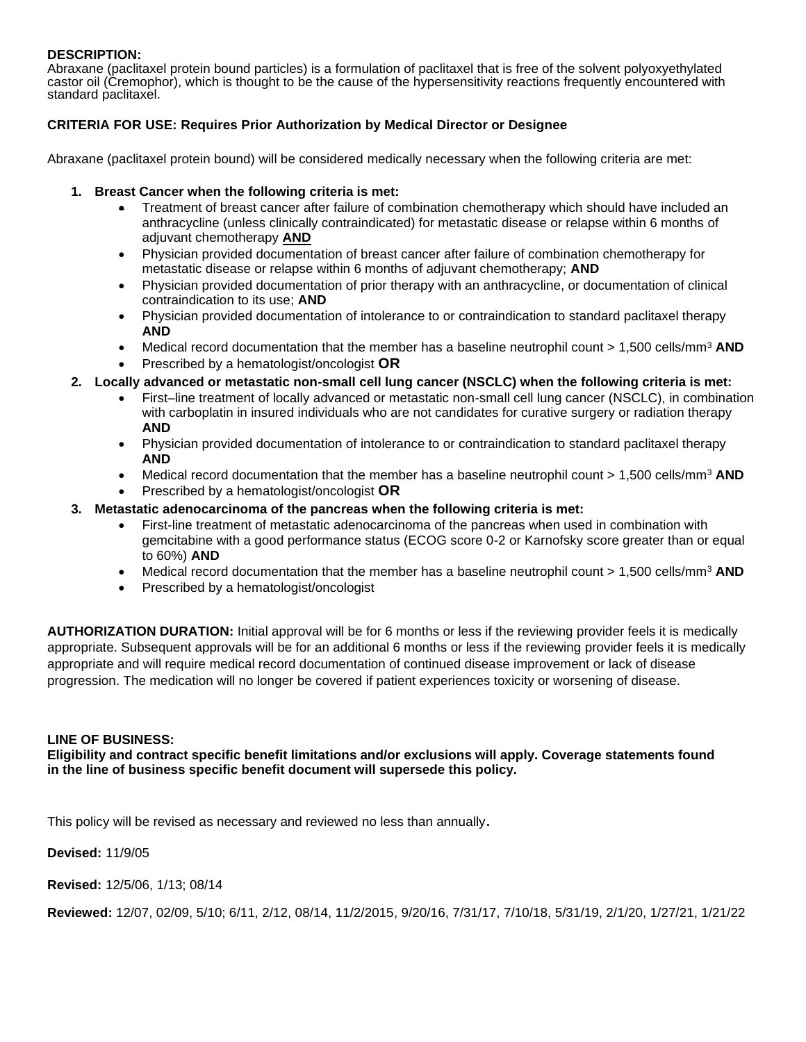**DESCRIPTION:**
Abraxane (paclitaxel protein bound particles) is a formulation of paclitaxel that is free of the solvent polyoxyethylated castor oil (Cremophor), which is thought to be the cause of the hypersensitivity reactions frequently encountered with standard paclitaxel.

**CRITERIA FOR USE: Requires Prior Authorization by Medical Director or Designee**

Abraxane (paclitaxel protein bound) will be considered medically necessary when the following criteria are met:

1. **Breast Cancer when the following criteria is met:**
   - Treatment of breast cancer after failure of combination chemotherapy which should have included an anthracycline (unless clinically contraindicated) for metastatic disease or relapse within 6 months of adjuvant chemotherapy **AND**
   - Physician provided documentation of breast cancer after failure of combination chemotherapy for metastatic disease or relapse within 6 months of adjuvant chemotherapy; **AND**
   - Physician provided documentation of prior therapy with an anthracycline, or documentation of clinical contraindication to its use; **AND**
   - Physician provided documentation of intolerance to or contraindication to standard paclitaxel therapy **AND**
   - Medical record documentation that the member has a baseline neutrophil count > 1,500 cells/mm$^3$ **AND**
   - Prescribed by a hematologist/oncologist **OR**
2. **Locally advanced or metastatic non-small cell lung cancer (NSCLC) when the following criteria is met:**
   - First–line treatment of locally advanced or metastatic non-small cell lung cancer (NSCLC), in combination with carboplatin in insured individuals who are not candidates for curative surgery or radiation therapy **AND**
   - Physician provided documentation of intolerance to or contraindication to standard paclitaxel therapy **AND**
   - Medical record documentation that the member has a baseline neutrophil count > 1,500 cells/mm$^3$ **AND**
   - Prescribed by a hematologist/oncologist **OR**
3. **Metastatic adenocarcinoma of the pancreas when the following criteria is met:**
   - First-line treatment of metastatic adenocarcinoma of the pancreas when used in combination with gemcitabine with a good performance status (ECOG score 0-2 or Karnofsky score greater than or equal to 60%) **AND**
   - Medical record documentation that the member has a baseline neutrophil count > 1,500 cells/mm$^3$ **AND**
   - Prescribed by a hematologist/oncologist

**AUTHORIZATION DURATION:** Initial approval will be for 6 months or less if the reviewing provider feels it is medically appropriate. Subsequent approvals will be for an additional 6 months or less if the reviewing provider feels it is medically appropriate and will require medical record documentation of continued disease improvement or lack of disease progression. The medication will no longer be covered if patient experiences toxicity or worsening of disease.

**LINE OF BUSINESS:**
**Eligibility and contract specific benefit limitations and/or exclusions will apply. Coverage statements found in the line of business specific benefit document will supersede this policy.**

This policy will be revised as necessary and reviewed no less than annually.

**Devised:** 11/9/05

**Revised:** 12/5/06, 1/13; 08/14

**Reviewed:** 12/07, 02/09, 5/10; 6/11, 2/12, 08/14, 11/2/2015, 9/20/16, 7/31/17, 7/10/18, 5/31/19, 2/1/20, 1/27/21, 1/21/22